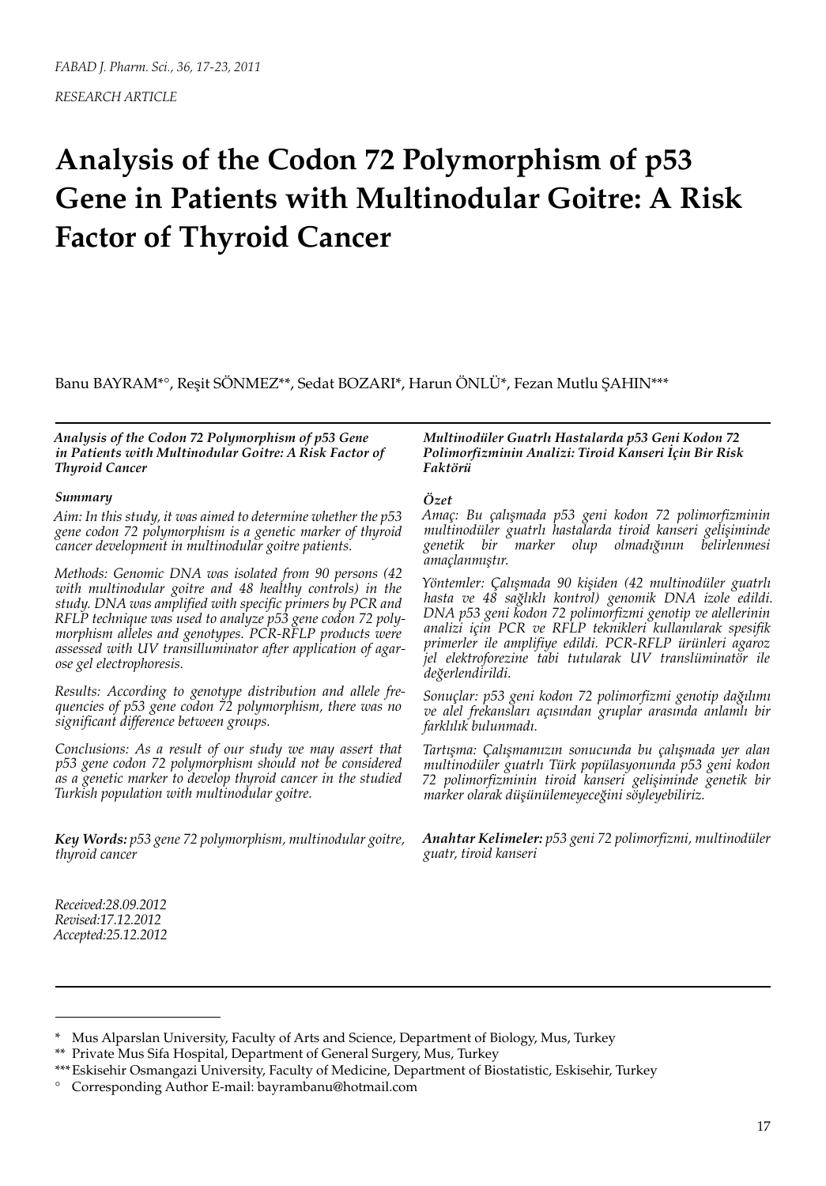*FABAD J. Pharm. Sci., 36, 17-23, 2011*

*RESEARCH ARTICLE*

# Analysis of the Codon 72 Polymorphism of p53 Gene in Patients with Multinodular Goitre: A Risk Factor of Thyroid Cancer

Banu BAYRAM*°, Reşit SÖNMEZ**, Sedat BOZARI*, Harun ÖNLÜ*, Fezan Mutlu ŞAHIN***

***Analysis of the Codon 72 Polymorphism of p53 Gene in Patients with Multinodular Goitre: A Risk Factor of Thyroid Cancer***

***Summary***

*Aim: In this study, it was aimed to determine whether the p53 gene codon 72 polymorphism is a genetic marker of thyroid cancer development in multinodular goitre patients.*

*Methods: Genomic DNA was isolated from 90 persons (42 with multinodular goitre and 48 healthy controls) in the study. DNA was amplified with specific primers by PCR and RFLP technique was used to analyze p53 gene codon 72 polymorphism alleles and genotypes. PCR-RFLP products were assessed with UV transilluminator after application of agarose gel electrophoresis.*

*Results: According to genotype distribution and allele frequencies of p53 gene codon 72 polymorphism, there was no significant difference between groups.*

*Conclusions: As a result of our study we may assert that p53 gene codon 72 polymorphism should not be considered as a genetic marker to develop thyroid cancer in the studied Turkish population with multinodular goitre.*

***Key Words:*** *p53 gene 72 polymorphism, multinodular goitre, thyroid cancer*

*Received:28.09.2012*
*Revised:17.12.2012*
*Accepted:25.12.2012*

***Multinodüler Guatrlı Hastalarda p53 Geni Kodon 72 Polimorfizminin Analizi: Tiroid Kanseri İçin Bir Risk Faktörü***

***Özet***

*Amaç: Bu çalışmada p53 geni kodon 72 polimorfizminin multinodüler guatrlı hastalarda tiroid kanseri gelişiminde genetik bir marker olup olmadığının belirlenmesi amaçlanmıştır.*

*Yöntemler: Çalışmada 90 kişiden (42 multinodüler guatrlı hasta ve 48 sağlıklı kontrol) genomik DNA izole edildi. DNA p53 geni kodon 72 polimorfizmi genotip ve alellerinin analizi için PCR ve RFLP teknikleri kullanılarak spesifik primerler ile amplifiye edildi. PCR-RFLP ürünleri agaroz jel elektroforezine tabi tutularak UV translüminatör ile değerlendirildi.*

*Sonuçlar: p53 geni kodon 72 polimorfizmi genotip dağılımı ve alel frekansları açısından gruplar arasında anlamlı bir farklılık bulunmadı.*

*Tartışma: Çalışmamızın sonucunda bu çalışmada yer alan multinodüler guatrlı Türk popülasyonunda p53 geni kodon 72 polimorfizminin tiroid kanseri gelişiminde genetik bir marker olarak düşünülemeyeceğini söyleyebiliriz.*

***Anahtar Kelimeler:*** *p53 geni 72 polimorfizmi, multinodüler guatr, tiroid kanseri*

---

\* Mus Alparslan University, Faculty of Arts and Science, Department of Biology, Mus, Turkey

** Private Mus Sifa Hospital, Department of General Surgery, Mus, Turkey

*** Eskisehir Osmangazi University, Faculty of Medicine, Department of Biostatistic, Eskisehir, Turkey

° Corresponding Author E-mail: bayrambanu@hotmail.com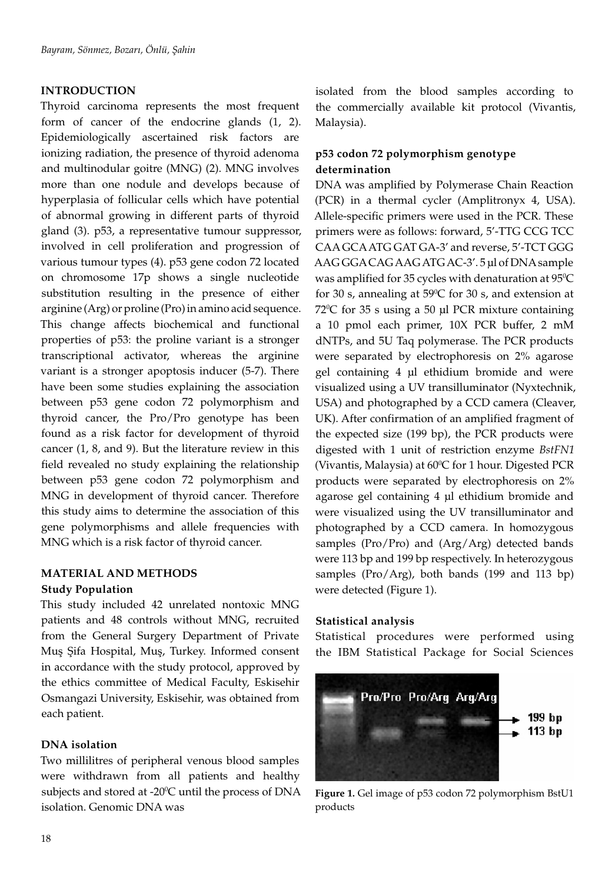## INTRODUCTION

Thyroid carcinoma represents the most frequent form of cancer of the endocrine glands (1, 2). Epidemiologically ascertained risk factors are ionizing radiation, the presence of thyroid adenoma and multinodular goitre (MNG) (2). MNG involves more than one nodule and develops because of hyperplasia of follicular cells which have potential of abnormal growing in different parts of thyroid gland (3). p53, a representative tumour suppressor, involved in cell proliferation and progression of various tumour types (4). p53 gene codon 72 located on chromosome 17p shows a single nucleotide substitution resulting in the presence of either arginine (Arg) or proline (Pro) in amino acid sequence. This change affects biochemical and functional properties of p53: the proline variant is a stronger transcriptional activator, whereas the arginine variant is a stronger apoptosis inducer (5-7). There have been some studies explaining the association between p53 gene codon 72 polymorphism and thyroid cancer, the Pro/Pro genotype has been found as a risk factor for development of thyroid cancer (1, 8, and 9). But the literature review in this field revealed no study explaining the relationship between p53 gene codon 72 polymorphism and MNG in development of thyroid cancer. Therefore this study aims to determine the association of this gene polymorphisms and allele frequencies with MNG which is a risk factor of thyroid cancer.

## MATERIAL AND METHODS

### Study Population

This study included 42 unrelated nontoxic MNG patients and 48 controls without MNG, recruited from the General Surgery Department of Private Muş Şifa Hospital, Muş, Turkey. Informed consent in accordance with the study protocol, approved by the ethics committee of Medical Faculty, Eskisehir Osmangazi University, Eskisehir, was obtained from each patient.

### DNA isolation

Two millilitres of peripheral venous blood samples were withdrawn from all patients and healthy subjects and stored at -20$^0$C until the process of DNA isolation. Genomic DNA was isolated from the blood samples according to the commercially available kit protocol (Vivantis, Malaysia).

### p53 codon 72 polymorphism genotype determination

DNA was amplified by Polymerase Chain Reaction (PCR) in a thermal cycler (Amplitronyx 4, USA). Allele-specific primers were used in the PCR. These primers were as follows: forward, 5′-TTG CCG TCC CAA GCA ATG GAT GA-3′ and reverse, 5′-TCT GGG AAG GGA CAG AAG ATG AC-3′. 5 µl of DNA sample was amplified for 35 cycles with denaturation at 95$^0$C for 30 s, annealing at 59$^0$C for 30 s, and extension at 72$^0$C for 35 s using a 50 µl PCR mixture containing a 10 pmol each primer, 10X PCR buffer, 2 mM dNTPs, and 5U Taq polymerase. The PCR products were separated by electrophoresis on 2% agarose gel containing 4 µl ethidium bromide and were visualized using a UV transilluminator (Nyxtechnik, USA) and photographed by a CCD camera (Cleaver, UK). After confirmation of an amplified fragment of the expected size (199 bp), the PCR products were digested with 1 unit of restriction enzyme *BstFN1* (Vivantis, Malaysia) at 60$^0$C for 1 hour. Digested PCR products were separated by electrophoresis on 2% agarose gel containing 4 µl ethidium bromide and were visualized using the UV transilluminator and photographed by a CCD camera. In homozygous samples (Pro/Pro) and (Arg/Arg) detected bands were 113 bp and 199 bp respectively. In heterozygous samples (Pro/Arg), both bands (199 and 113 bp) were detected (Figure 1).

### Statistical analysis

Statistical procedures were performed using the IBM Statistical Package for Social Sciences

**Figure 1.** Gel image of p53 codon 72 polymorphism BstU1 products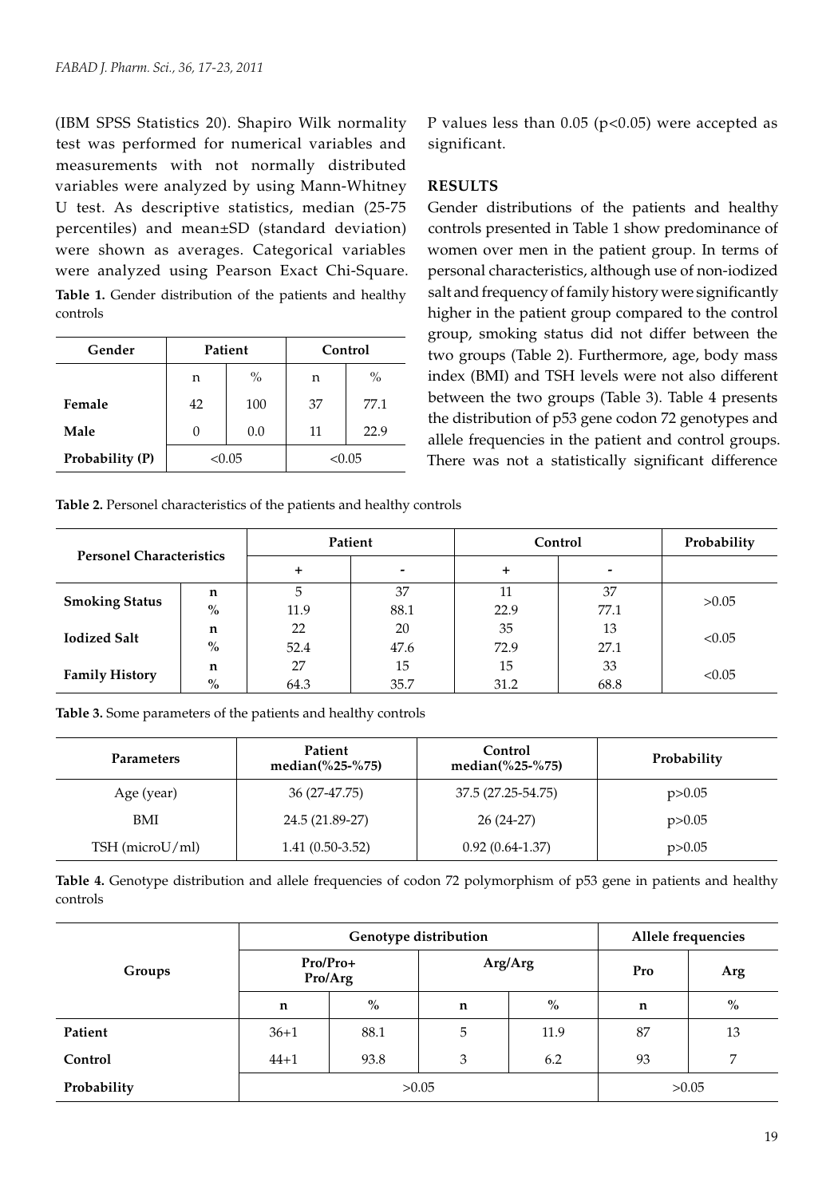(IBM SPSS Statistics 20). Shapiro Wilk normality test was performed for numerical variables and measurements with not normally distributed variables were analyzed by using Mann-Whitney U test. As descriptive statistics, median (25-75 percentiles) and mean±SD (standard deviation) were shown as averages. Categorical variables were analyzed using Pearson Exact Chi-Square. P values less than 0.05 ($p<0.05$) were accepted as significant.

**Table 1.** Gender distribution of the patients and healthy controls

| Gender | Patient | | Control | |
|---|---|---|---|---|
| | n | % | n | % |
| **Female** | 42 | 100 | 37 | 77.1 |
| **Male** | 0 | 0.0 | 11 | 22.9 |
| **Probability (P)** | <0.05 | | <0.05 | |

## RESULTS

Gender distributions of the patients and healthy controls presented in Table 1 show predominance of women over men in the patient group. In terms of personal characteristics, although use of non-iodized salt and frequency of family history were significantly higher in the patient group compared to the control group, smoking status did not differ between the two groups (Table 2). Furthermore, age, body mass index (BMI) and TSH levels were not also different between the two groups (Table 3). Table 4 presents the distribution of p53 gene codon 72 genotypes and allele frequencies in the patient and control groups. There was not a statistically significant difference

**Table 2.** Personel characteristics of the patients and healthy controls

| Personel Characteristics | | Patient | | Control | | Probability |
|---|---|---|---|---|---|---|
| | | + | - | + | - | |
| **Smoking Status** | **n** | 5 | 37 | 11 | 37 | >0.05 |
| | **%** | 11.9 | 88.1 | 22.9 | 77.1 | |
| **Iodized Salt** | **n** | 22 | 20 | 35 | 13 | <0.05 |
| | **%** | 52.4 | 47.6 | 72.9 | 27.1 | |
| **Family History** | **n** | 27 | 15 | 15 | 33 | <0.05 |
| | **%** | 64.3 | 35.7 | 31.2 | 68.8 | |

**Table 3.** Some parameters of the patients and healthy controls

| Parameters | Patient median(%25-%75) | Control median(%25-%75) | Probability |
|---|---|---|---|
| Age (year) | 36 (27-47.75) | 37.5 (27.25-54.75) | p>0.05 |
| BMI | 24.5 (21.89-27) | 26 (24-27) | p>0.05 |
| TSH (microU/ml) | 1.41 (0.50-3.52) | 0.92 (0.64-1.37) | p>0.05 |

**Table 4.** Genotype distribution and allele frequencies of codon 72 polymorphism of p53 gene in patients and healthy controls

| Groups | Genotype distribution | | | | Allele frequencies | |
|---|---|---|---|---|---|---|
| | Pro/Pro+ Pro/Arg | | Arg/Arg | | Pro | Arg |
| | n | % | n | % | n | % |
| **Patient** | 36+1 | 88.1 | 5 | 11.9 | 87 | 13 |
| **Control** | 44+1 | 93.8 | 3 | 6.2 | 93 | 7 |
| **Probability** | >0.05 | | | | >0.05 | |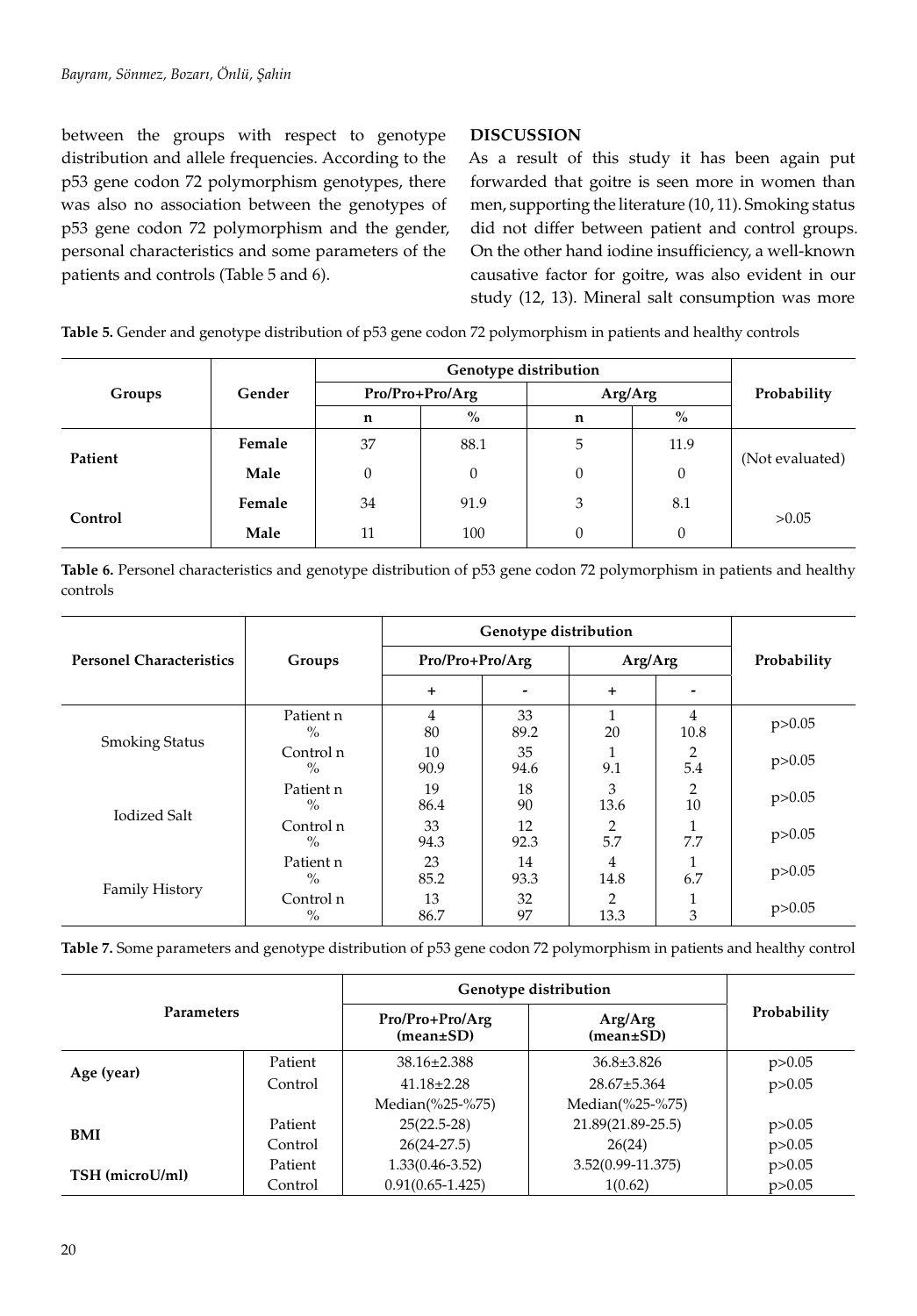between the groups with respect to genotype distribution and allele frequencies. According to the p53 gene codon 72 polymorphism genotypes, there was also no association between the genotypes of p53 gene codon 72 polymorphism and the gender, personal characteristics and some parameters of the patients and controls (Table 5 and 6).

## DISCUSSION

As a result of this study it has been again put forwarded that goitre is seen more in women than men, supporting the literature (10, 11). Smoking status did not differ between patient and control groups. On the other hand iodine insufficiency, a well-known causative factor for goitre, was also evident in our study (12, 13). Mineral salt consumption was more

**Table 5.** Gender and genotype distribution of p53 gene codon 72 polymorphism in patients and healthy controls

| Groups | Gender | Genotype distribution | | | | Probability |
|---|---|---|---|---|---|---|
| | | Pro/Pro+Pro/Arg | | Arg/Arg | | |
| | | n | % | n | % | |
| Patient | Female | 37 | 88.1 | 5 | 11.9 | (Not evaluated) |
| | Male | 0 | 0 | 0 | 0 | |
| Control | Female | 34 | 91.9 | 3 | 8.1 | >0.05 |
| | Male | 11 | 100 | 0 | 0 | |

**Table 6.** Personel characteristics and genotype distribution of p53 gene codon 72 polymorphism in patients and healthy controls

| Personel Characteristics | Groups | Genotype distribution | | | | Probability |
|---|---|---|---|---|---|---|
| | | Pro/Pro+Pro/Arg | | Arg/Arg | | |
| | | + | - | + | - | |
| Smoking Status | Patient n<br>% | 4<br>80 | 33<br>89.2 | 1<br>20 | 4<br>10.8 | p>0.05 |
| | Control n<br>% | 10<br>90.9 | 35<br>94.6 | 1<br>9.1 | 2<br>5.4 | p>0.05 |
| Iodized Salt | Patient n<br>% | 19<br>86.4 | 18<br>90 | 3<br>13.6 | 2<br>10 | p>0.05 |
| | Control n<br>% | 33<br>94.3 | 12<br>92.3 | 2<br>5.7 | 1<br>7.7 | p>0.05 |
| Family History | Patient n<br>% | 23<br>85.2 | 14<br>93.3 | 4<br>14.8 | 1<br>6.7 | p>0.05 |
| | Control n<br>% | 13<br>86.7 | 32<br>97 | 2<br>13.3 | 1<br>3 | p>0.05 |

**Table 7.** Some parameters and genotype distribution of p53 gene codon 72 polymorphism in patients and healthy control

| Parameters | | Genotype distribution | | Probability |
|---|---|---|---|---|
| | | Pro/Pro+Pro/Arg (mean±SD) | Arg/Arg (mean±SD) | |
| Age (year) | Patient | 38.16±2.388 | 36.8±3.826 | p>0.05 |
| | Control | 41.18±2.28 | 28.67±5.364 | p>0.05 |
| | | Median(%25-%75) | Median(%25-%75) | |
| BMI | Patient | 25(22.5-28) | 21.89(21.89-25.5) | p>0.05 |
| | Control | 26(24-27.5) | 26(24) | p>0.05 |
| TSH (microU/ml) | Patient | 1.33(0.46-3.52) | 3.52(0.99-11.375) | p>0.05 |
| | Control | 0.91(0.65-1.425) | 1(0.62) | p>0.05 |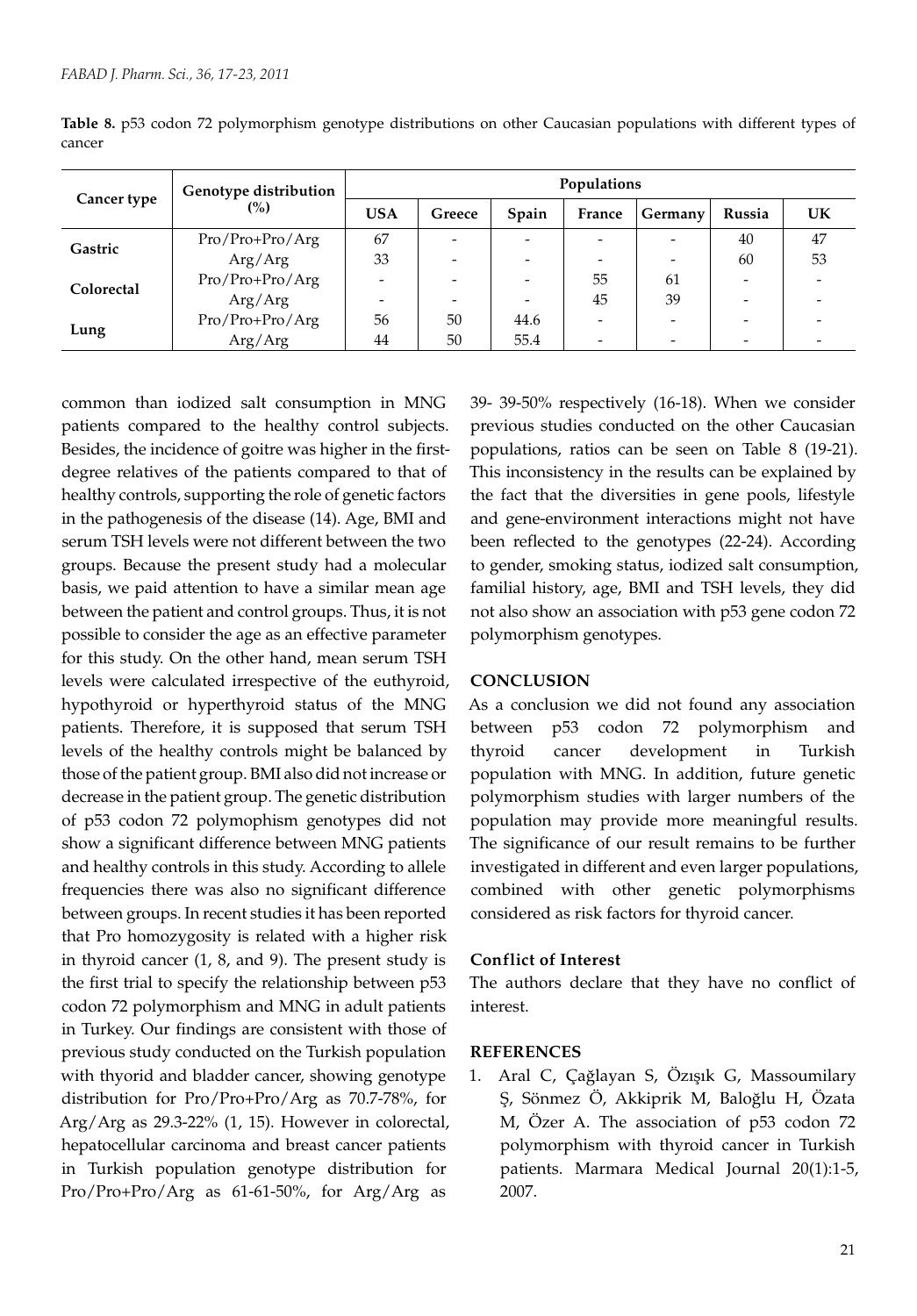**Table 8.** p53 codon 72 polymorphism genotype distributions on other Caucasian populations with different types of cancer

| Cancer type | Genotype distribution (%) | Populations | | | | | | |
|---|---|---|---|---|---|---|---|---|
| | | USA | Greece | Spain | France | Germany | Russia | UK |
| Gastric | Pro/Pro+Pro/Arg | 67 | - | - | - | - | 40 | 47 |
| | Arg/Arg | 33 | - | - | - | - | 60 | 53 |
| Colorectal | Pro/Pro+Pro/Arg | - | - | - | 55 | 61 | - | - |
| | Arg/Arg | - | - | - | 45 | 39 | - | - |
| Lung | Pro/Pro+Pro/Arg | 56 | 50 | 44.6 | - | - | - | - |
| | Arg/Arg | 44 | 50 | 55.4 | - | - | - | - |

common than iodized salt consumption in MNG patients compared to the healthy control subjects. Besides, the incidence of goitre was higher in the first-degree relatives of the patients compared to that of healthy controls, supporting the role of genetic factors in the pathogenesis of the disease (14). Age, BMI and serum TSH levels were not different between the two groups. Because the present study had a molecular basis, we paid attention to have a similar mean age between the patient and control groups. Thus, it is not possible to consider the age as an effective parameter for this study. On the other hand, mean serum TSH levels were calculated irrespective of the euthyroid, hypothyroid or hyperthyroid status of the MNG patients. Therefore, it is supposed that serum TSH levels of the healthy controls might be balanced by those of the patient group. BMI also did not increase or decrease in the patient group. The genetic distribution of p53 codon 72 polymophism genotypes did not show a significant difference between MNG patients and healthy controls in this study. According to allele frequencies there was also no significant difference between groups. In recent studies it has been reported that Pro homozygosity is related with a higher risk in thyroid cancer (1, 8, and 9). The present study is the first trial to specify the relationship between p53 codon 72 polymorphism and MNG in adult patients in Turkey. Our findings are consistent with those of previous study conducted on the Turkish population with thyorid and bladder cancer, showing genotype distribution for Pro/Pro+Pro/Arg as 70.7-78%, for Arg/Arg as 29.3-22% (1, 15). However in colorectal, hepatocellular carcinoma and breast cancer patients in Turkish population genotype distribution for Pro/Pro+Pro/Arg as 61-61-50%, for Arg/Arg as 39- 39-50% respectively (16-18). When we consider previous studies conducted on the other Caucasian populations, ratios can be seen on Table 8 (19-21). This inconsistency in the results can be explained by the fact that the diversities in gene pools, lifestyle and gene-environment interactions might not have been reflected to the genotypes (22-24). According to gender, smoking status, iodized salt consumption, familial history, age, BMI and TSH levels, they did not also show an association with p53 gene codon 72 polymorphism genotypes.

## CONCLUSION

As a conclusion we did not found any association between p53 codon 72 polymorphism and thyroid cancer development in Turkish population with MNG. In addition, future genetic polymorphism studies with larger numbers of the population may provide more meaningful results. The significance of our result remains to be further investigated in different and even larger populations, combined with other genetic polymorphisms considered as risk factors for thyroid cancer.

### Conflict of Interest

The authors declare that they have no conflict of interest.

## REFERENCES

1. Aral C, Çağlayan S, Özışık G, Massoumilary Ş, Sönmez Ö, Akkiprik M, Baloğlu H, Özata M, Özer A. The association of p53 codon 72 polymorphism with thyroid cancer in Turkish patients. Marmara Medical Journal 20(1):1-5, 2007.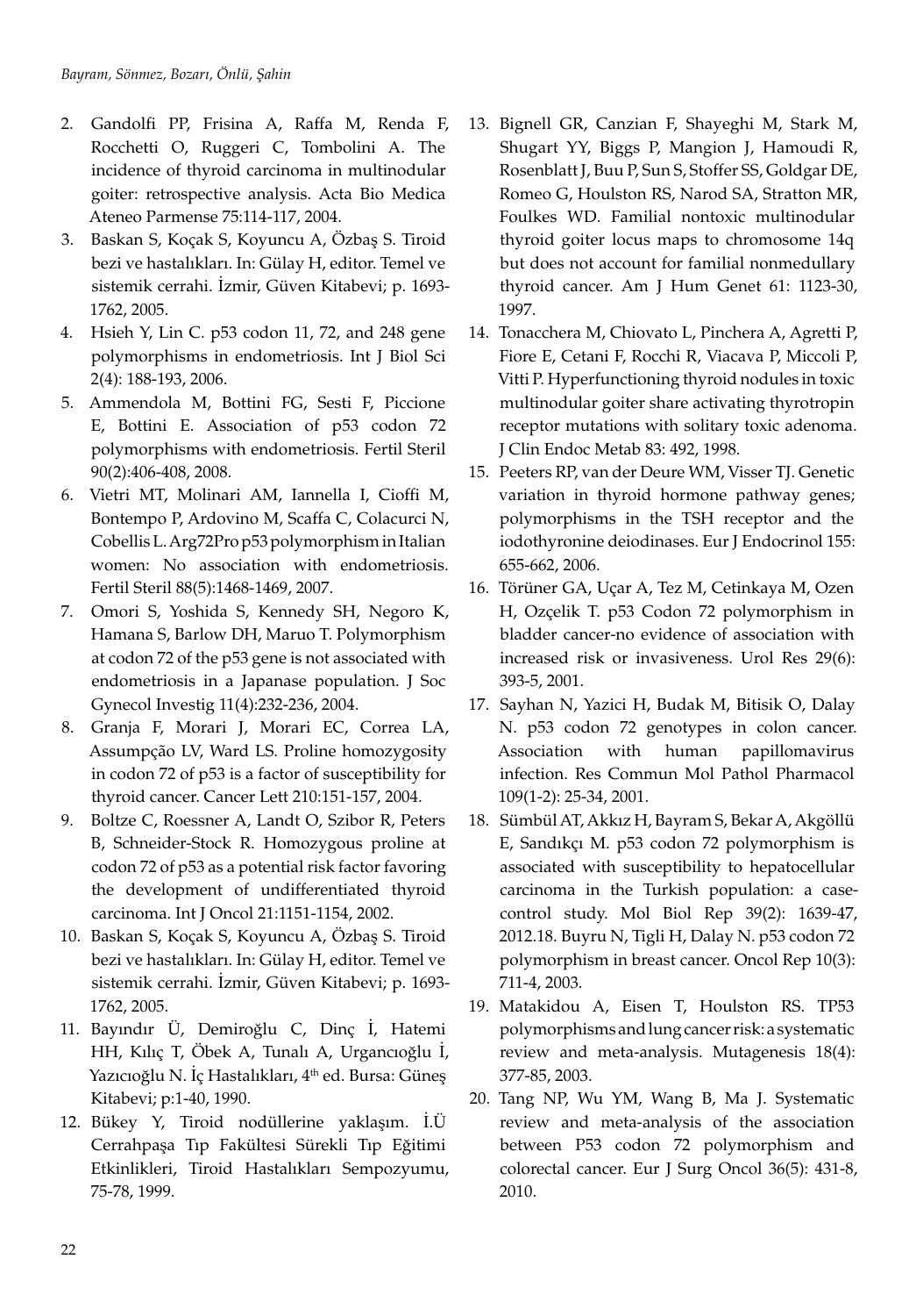2. Gandolfi PP, Frisina A, Raffa M, Renda F, Rocchetti O, Ruggeri C, Tombolini A. The incidence of thyroid carcinoma in multinodular goiter: retrospective analysis. Acta Bio Medica Ateneo Parmense 75:114-117, 2004.
3. Baskan S, Koçak S, Koyuncu A, Özbaş S. Tiroid bezi ve hastalıkları. In: Gülay H, editor. Temel ve sistemik cerrahi. İzmir, Güven Kitabevi; p. 1693-1762, 2005.
4. Hsieh Y, Lin C. p53 codon 11, 72, and 248 gene polymorphisms in endometriosis. Int J Biol Sci 2(4): 188-193, 2006.
5. Ammendola M, Bottini FG, Sesti F, Piccione E, Bottini E. Association of p53 codon 72 polymorphisms with endometriosis. Fertil Steril 90(2):406-408, 2008.
6. Vietri MT, Molinari AM, Iannella I, Cioffi M, Bontempo P, Ardovino M, Scaffa C, Colacurci N, Cobellis L. Arg72Pro p53 polymorphism in Italian women: No association with endometriosis. Fertil Steril 88(5):1468-1469, 2007.
7. Omori S, Yoshida S, Kennedy SH, Negoro K, Hamana S, Barlow DH, Maruo T. Polymorphism at codon 72 of the p53 gene is not associated with endometriosis in a Japanase population. J Soc Gynecol Investig 11(4):232-236, 2004.
8. Granja F, Morari J, Morari EC, Correa LA, Assumpção LV, Ward LS. Proline homozygosity in codon 72 of p53 is a factor of susceptibility for thyroid cancer. Cancer Lett 210:151-157, 2004.
9. Boltze C, Roessner A, Landt O, Szibor R, Peters B, Schneider-Stock R. Homozygous proline at codon 72 of p53 as a potential risk factor favoring the development of undifferentiated thyroid carcinoma. Int J Oncol 21:1151-1154, 2002.
10. Baskan S, Koçak S, Koyuncu A, Özbaş S. Tiroid bezi ve hastalıkları. In: Gülay H, editor. Temel ve sistemik cerrahi. İzmir, Güven Kitabevi; p. 1693-1762, 2005.
11. Bayındır Ü, Demiroğlu C, Dinç İ, Hatemi HH, Kılıç T, Öbek A, Tunalı A, Urgancıoğlu İ, Yazıcıoğlu N. İç Hastalıkları, 4th ed. Bursa: Güneş Kitabevi; p:1-40, 1990.
12. Bükey Y, Tiroid nodüllerine yaklaşım. İ.Ü Cerrahpaşa Tıp Fakültesi Sürekli Tıp Eğitimi Etkinlikleri, Tiroid Hastalıkları Sempozyumu, 75-78, 1999.
13. Bignell GR, Canzian F, Shayeghi M, Stark M, Shugart YY, Biggs P, Mangion J, Hamoudi R, Rosenblatt J, Buu P, Sun S, Stoffer SS, Goldgar DE, Romeo G, Houlston RS, Narod SA, Stratton MR, Foulkes WD. Familial nontoxic multinodular thyroid goiter locus maps to chromosome 14q but does not account for familial nonmedullary thyroid cancer. Am J Hum Genet 61: 1123-30, 1997.
14. Tonacchera M, Chiovato L, Pinchera A, Agretti P, Fiore E, Cetani F, Rocchi R, Viacava P, Miccoli P, Vitti P. Hyperfunctioning thyroid nodules in toxic multinodular goiter share activating thyrotropin receptor mutations with solitary toxic adenoma. J Clin Endoc Metab 83: 492, 1998.
15. Peeters RP, van der Deure WM, Visser TJ. Genetic variation in thyroid hormone pathway genes; polymorphisms in the TSH receptor and the iodothyronine deiodinases. Eur J Endocrinol 155: 655-662, 2006.
16. Törüner GA, Uçar A, Tez M, Cetinkaya M, Ozen H, Ozçelik T. p53 Codon 72 polymorphism in bladder cancer-no evidence of association with increased risk or invasiveness. Urol Res 29(6): 393-5, 2001.
17. Sayhan N, Yazici H, Budak M, Bitisik O, Dalay N. p53 codon 72 genotypes in colon cancer. Association with human papillomavirus infection. Res Commun Mol Pathol Pharmacol 109(1-2): 25-34, 2001.
18. Sümbül AT, Akkız H, Bayram S, Bekar A, Akgöllü E, Sandıkçı M. p53 codon 72 polymorphism is associated with susceptibility to hepatocellular carcinoma in the Turkish population: a case-control study. Mol Biol Rep 39(2): 1639-47, 2012.18. Buyru N, Tigli H, Dalay N. p53 codon 72 polymorphism in breast cancer. Oncol Rep 10(3): 711-4, 2003.
19. Matakidou A, Eisen T, Houlston RS. TP53 polymorphisms and lung cancer risk: a systematic review and meta-analysis. Mutagenesis 18(4): 377-85, 2003.
20. Tang NP, Wu YM, Wang B, Ma J. Systematic review and meta-analysis of the association between P53 codon 72 polymorphism and colorectal cancer. Eur J Surg Oncol 36(5): 431-8, 2010.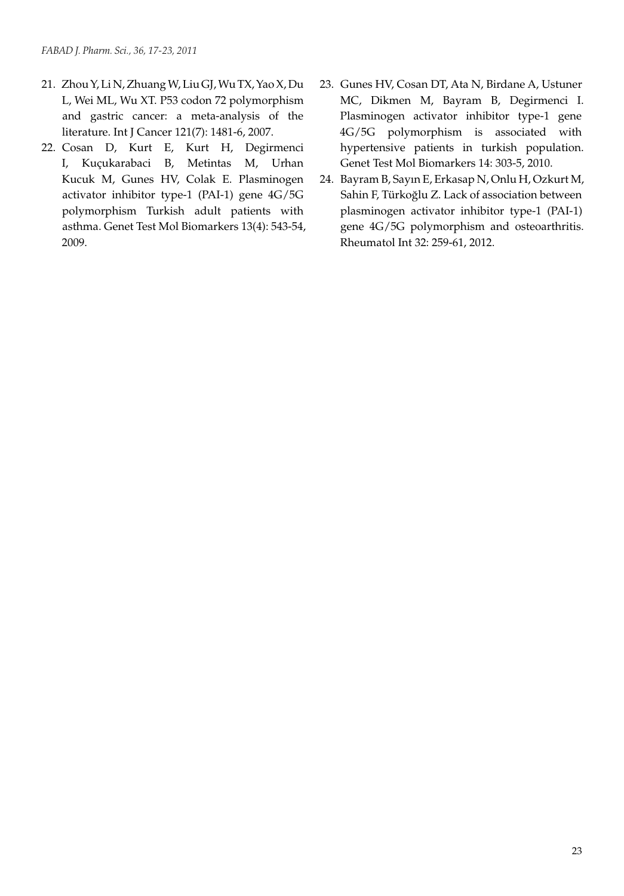21. Zhou Y, Li N, Zhuang W, Liu GJ, Wu TX, Yao X, Du L, Wei ML, Wu XT. P53 codon 72 polymorphism and gastric cancer: a meta-analysis of the literature. Int J Cancer 121(7): 1481-6, 2007.
22. Cosan D, Kurt E, Kurt H, Degirmenci I, Kuçukarabaci B, Metintas M, Urhan Kucuk M, Gunes HV, Colak E. Plasminogen activator inhibitor type-1 (PAI-1) gene 4G/5G polymorphism Turkish adult patients with asthma. Genet Test Mol Biomarkers 13(4): 543-54, 2009.
23. Gunes HV, Cosan DT, Ata N, Birdane A, Ustuner MC, Dikmen M, Bayram B, Degirmenci I. Plasminogen activator inhibitor type-1 gene 4G/5G polymorphism is associated with hypertensive patients in turkish population. Genet Test Mol Biomarkers 14: 303-5, 2010.
24. Bayram B, Sayın E, Erkasap N, Onlu H, Ozkurt M, Sahin F, Türkoğlu Z. Lack of association between plasminogen activator inhibitor type-1 (PAI-1) gene 4G/5G polymorphism and osteoarthritis. Rheumatol Int 32: 259-61, 2012.